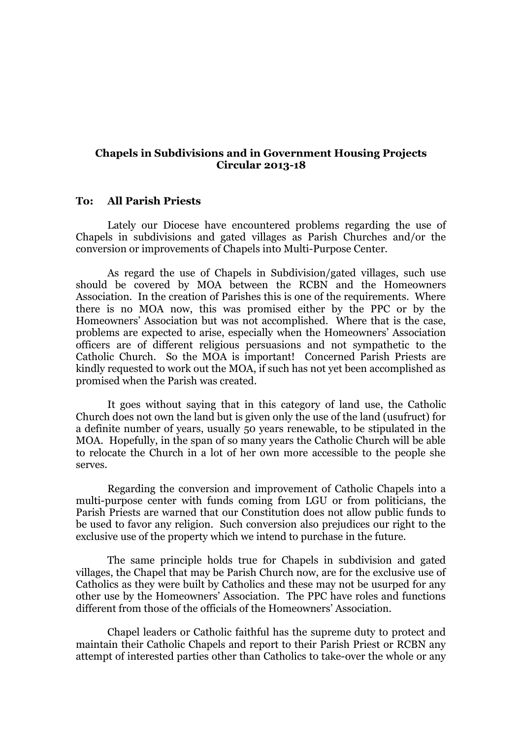**Chapels in Subdivisions and in Government Housing Projects**
**Circular 2013-18**

**To: All Parish Priests**

Lately our Diocese have encountered problems regarding the use of Chapels in subdivisions and gated villages as Parish Churches and/or the conversion or improvements of Chapels into Multi-Purpose Center.

As regard the use of Chapels in Subdivision/gated villages, such use should be covered by MOA between the RCBN and the Homeowners Association. In the creation of Parishes this is one of the requirements. Where there is no MOA now, this was promised either by the PPC or by the Homeowners' Association but was not accomplished. Where that is the case, problems are expected to arise, especially when the Homeowners' Association officers are of different religious persuasions and not sympathetic to the Catholic Church. So the MOA is important! Concerned Parish Priests are kindly requested to work out the MOA, if such has not yet been accomplished as promised when the Parish was created.

It goes without saying that in this category of land use, the Catholic Church does not own the land but is given only the use of the land (usufruct) for a definite number of years, usually 50 years renewable, to be stipulated in the MOA. Hopefully, in the span of so many years the Catholic Church will be able to relocate the Church in a lot of her own more accessible to the people she serves.

Regarding the conversion and improvement of Catholic Chapels into a multi-purpose center with funds coming from LGU or from politicians, the Parish Priests are warned that our Constitution does not allow public funds to be used to favor any religion. Such conversion also prejudices our right to the exclusive use of the property which we intend to purchase in the future.

The same principle holds true for Chapels in subdivision and gated villages, the Chapel that may be Parish Church now, are for the exclusive use of Catholics as they were built by Catholics and these may not be usurped for any other use by the Homeowners' Association. The PPC have roles and functions different from those of the officials of the Homeowners' Association.

Chapel leaders or Catholic faithful has the supreme duty to protect and maintain their Catholic Chapels and report to their Parish Priest or RCBN any attempt of interested parties other than Catholics to take-over the whole or any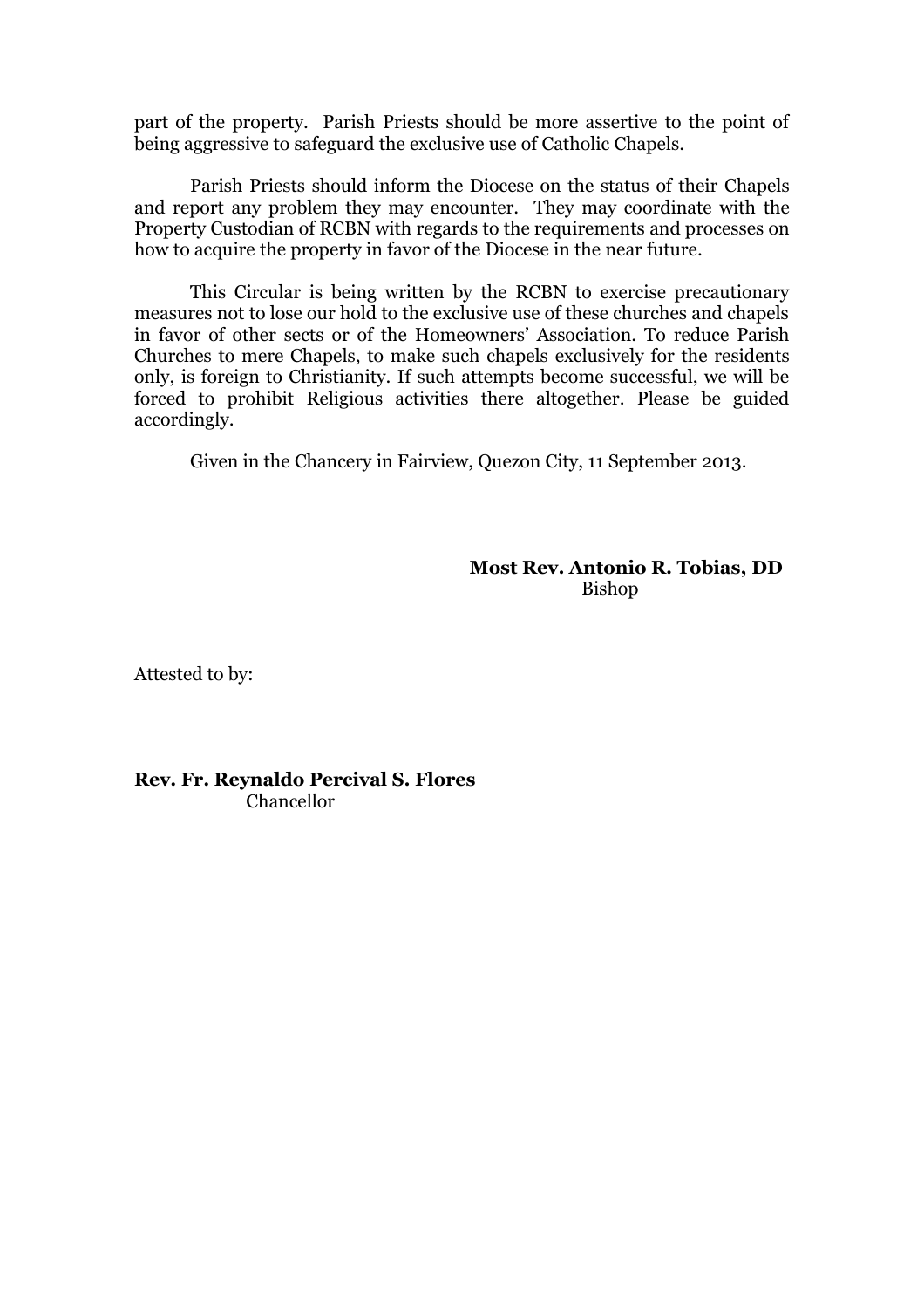part of the property. Parish Priests should be more assertive to the point of being aggressive to safeguard the exclusive use of Catholic Chapels.

Parish Priests should inform the Diocese on the status of their Chapels and report any problem they may encounter. They may coordinate with the Property Custodian of RCBN with regards to the requirements and processes on how to acquire the property in favor of the Diocese in the near future.

This Circular is being written by the RCBN to exercise precautionary measures not to lose our hold to the exclusive use of these churches and chapels in favor of other sects or of the Homeowners' Association. To reduce Parish Churches to mere Chapels, to make such chapels exclusively for the residents only, is foreign to Christianity. If such attempts become successful, we will be forced to prohibit Religious activities there altogether. Please be guided accordingly.

Given in the Chancery in Fairview, Quezon City, 11 September 2013.

**Most Rev. Antonio R. Tobias, DD**
Bishop

Attested to by:

**Rev. Fr. Reynaldo Percival S. Flores**
Chancellor